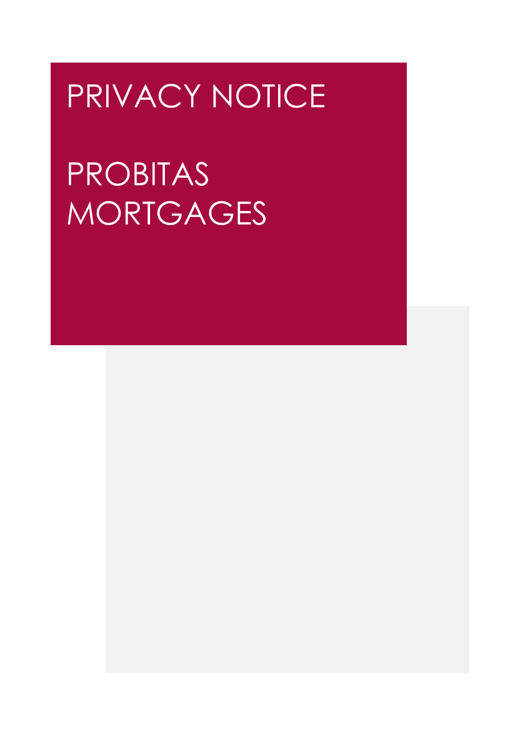# PRIVACY NOTICE

# PROBITAS MORTGAGES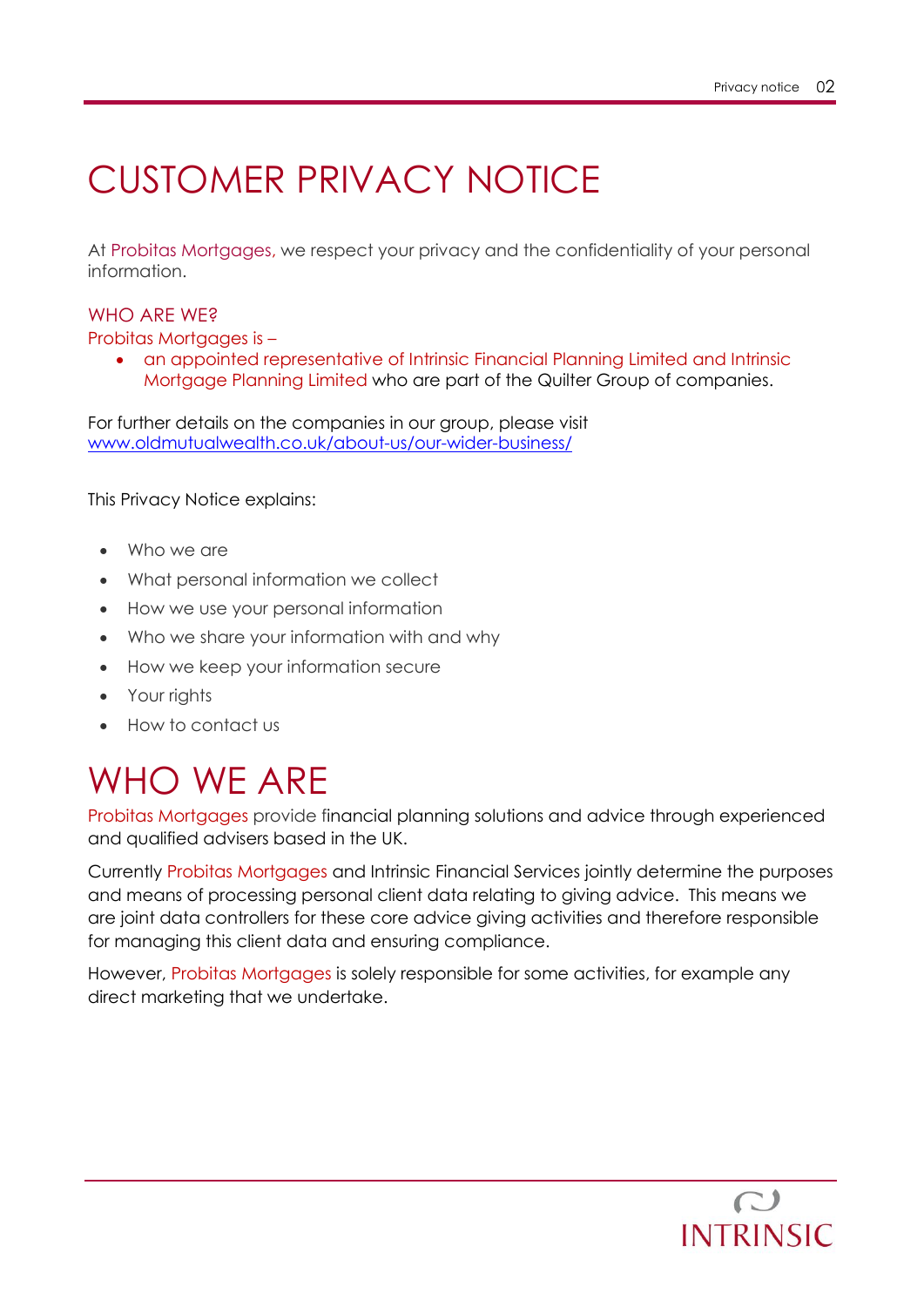# CUSTOMER PRIVACY NOTICE

At Probitas Mortgages, we respect your privacy and the confidentiality of your personal information.

## WHO ARE WE?

Probitas Mortgages is –

- an appointed representative of Intrinsic Financial Planning Limited and Intrinsic Mortgage Planning Limited who are part of the Quilter Group of companies.

For further details on the companies in our group, please visit [www.oldmutualwealth.co.uk/about-us/our-wider-business/](www.oldmutualwealth.co.uk/about-us/our-wider-business/)

This Privacy Notice explains:

- Who we are
- What personal information we collect
- How we use your personal information
- Who we share your information with and why
- How we keep your information secure
- Your rights
- How to contact us

# WHO WE ARE

Probitas Mortgages provide financial planning solutions and advice through experienced and qualified advisers based in the UK.

Currently Probitas Mortgages and Intrinsic Financial Services jointly determine the purposes and means of processing personal client data relating to giving advice. This means we are joint data controllers for these core advice giving activities and therefore responsible for managing this client data and ensuring compliance.

However, Probitas Mortgages is solely responsible for some activities, for example any direct marketing that we undertake.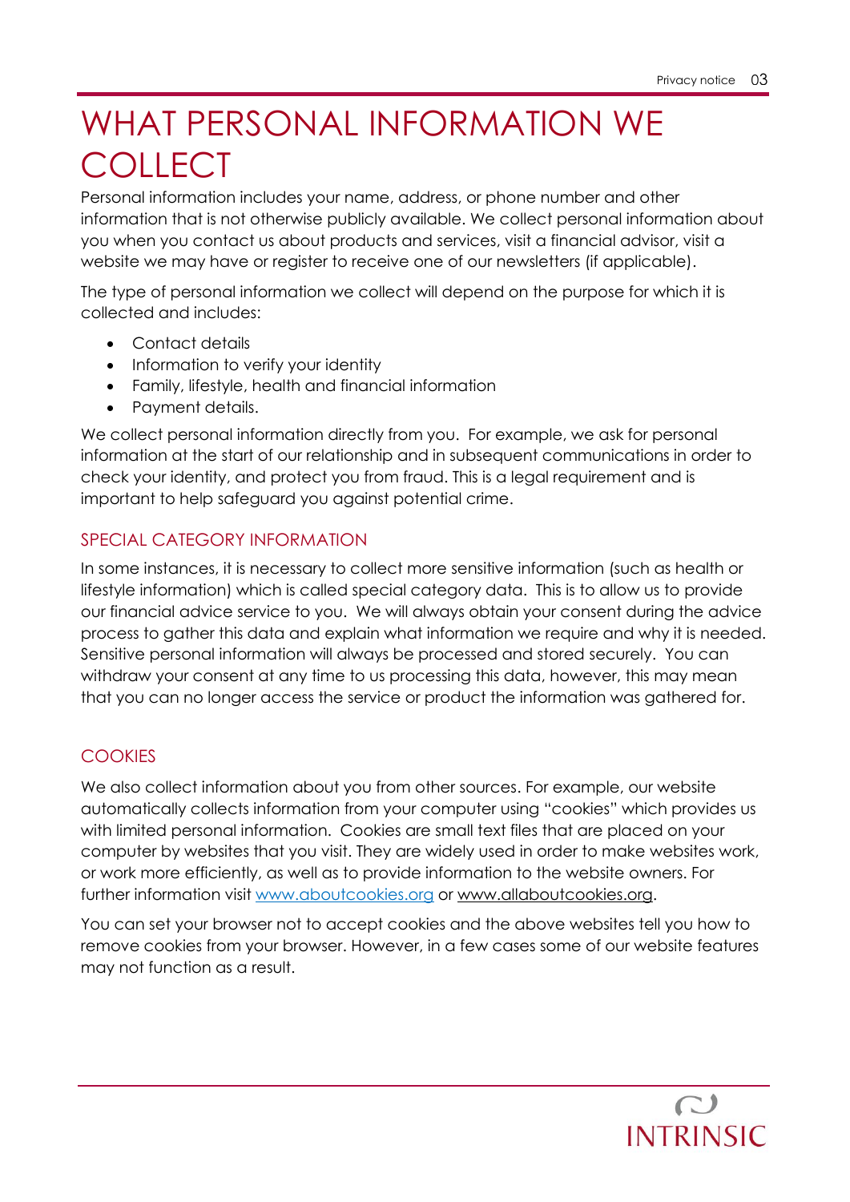# WHAT PERSONAL INFORMATION WE COLLECT

Personal information includes your name, address, or phone number and other information that is not otherwise publicly available. We collect personal information about you when you contact us about products and services, visit a financial advisor, visit a website we may have or register to receive one of our newsletters (if applicable).

The type of personal information we collect will depend on the purpose for which it is collected and includes:

- Contact details
- Information to verify your identity
- Family, lifestyle, health and financial information
- Payment details.

We collect personal information directly from you. For example, we ask for personal information at the start of our relationship and in subsequent communications in order to check your identity, and protect you from fraud. This is a legal requirement and is important to help safeguard you against potential crime.

## SPECIAL CATEGORY INFORMATION

In some instances, it is necessary to collect more sensitive information (such as health or lifestyle information) which is called special category data. This is to allow us to provide our financial advice service to you. We will always obtain your consent during the advice process to gather this data and explain what information we require and why it is needed. Sensitive personal information will always be processed and stored securely. You can withdraw your consent at any time to us processing this data, however, this may mean that you can no longer access the service or product the information was gathered for.

## COOKIES

We also collect information about you from other sources. For example, our website automatically collects information from your computer using "cookies" which provides us with limited personal information. Cookies are small text files that are placed on your computer by websites that you visit. They are widely used in order to make websites work, or work more efficiently, as well as to provide information to the website owners. For further information visit www.aboutcookies.org or www.allaboutcookies.org.

You can set your browser not to accept cookies and the above websites tell you how to remove cookies from your browser. However, in a few cases some of our website features may not function as a result.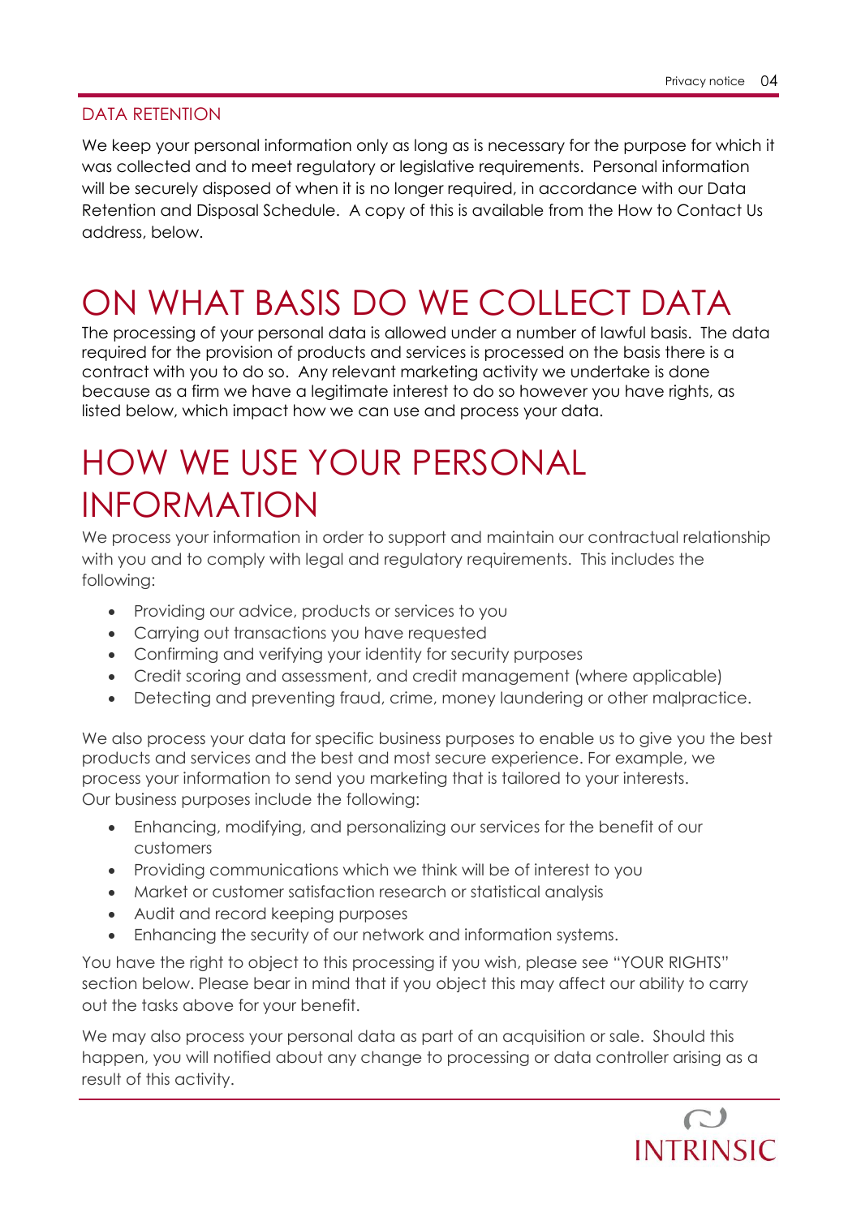## DATA RETENTION

We keep your personal information only as long as is necessary for the purpose for which it was collected and to meet regulatory or legislative requirements. Personal information will be securely disposed of when it is no longer required, in accordance with our Data Retention and Disposal Schedule. A copy of this is available from the How to Contact Us address, below.

# ON WHAT BASIS DO WE COLLECT DATA

The processing of your personal data is allowed under a number of lawful basis. The data required for the provision of products and services is processed on the basis there is a contract with you to do so. Any relevant marketing activity we undertake is done because as a firm we have a legitimate interest to do so however you have rights, as listed below, which impact how we can use and process your data.

# HOW WE USE YOUR PERSONAL INFORMATION

We process your information in order to support and maintain our contractual relationship with you and to comply with legal and regulatory requirements. This includes the following:

- Providing our advice, products or services to you
- Carrying out transactions you have requested
- Confirming and verifying your identity for security purposes
- Credit scoring and assessment, and credit management (where applicable)
- Detecting and preventing fraud, crime, money laundering or other malpractice.

We also process your data for specific business purposes to enable us to give you the best products and services and the best and most secure experience. For example, we process your information to send you marketing that is tailored to your interests. Our business purposes include the following:

- Enhancing, modifying, and personalizing our services for the benefit of our customers
- Providing communications which we think will be of interest to you
- Market or customer satisfaction research or statistical analysis
- Audit and record keeping purposes
- Enhancing the security of our network and information systems.

You have the right to object to this processing if you wish, please see "YOUR RIGHTS" section below. Please bear in mind that if you object this may affect our ability to carry out the tasks above for your benefit.

We may also process your personal data as part of an acquisition or sale. Should this happen, you will notified about any change to processing or data controller arising as a result of this activity.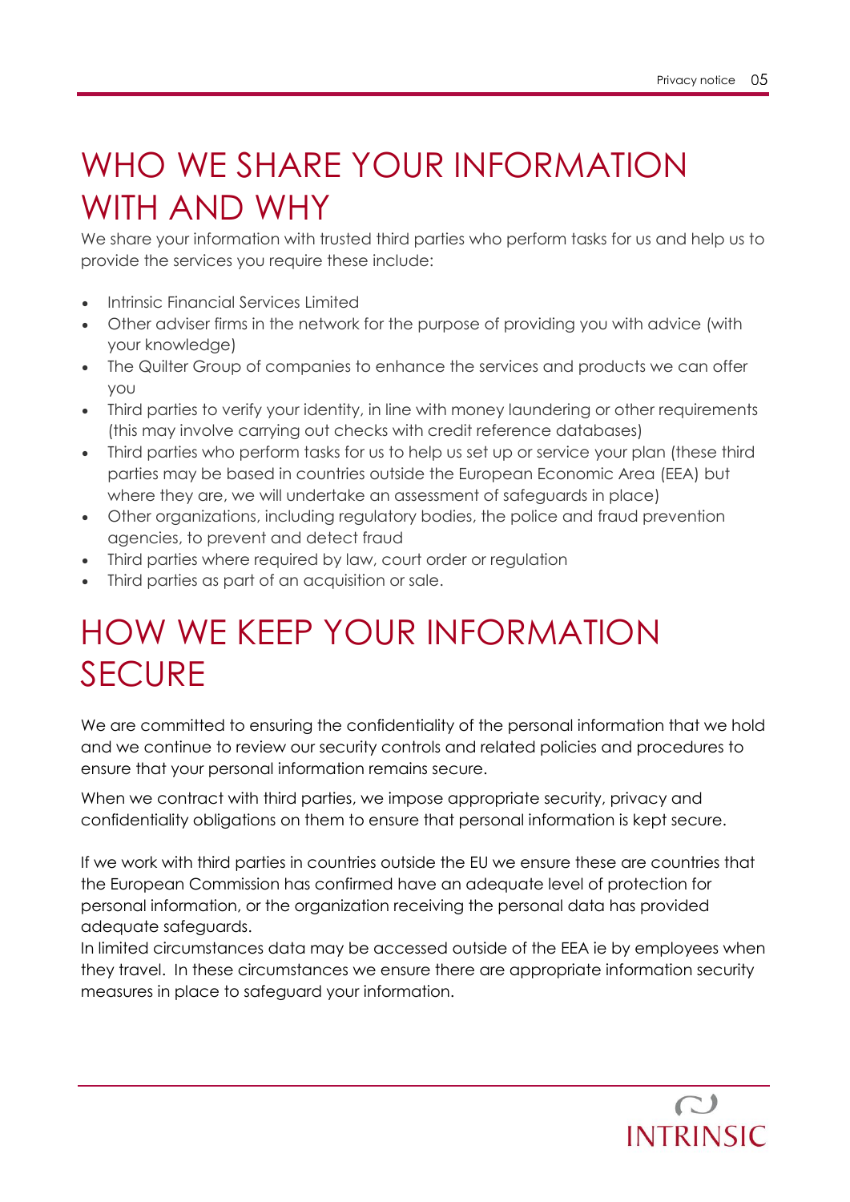# WHO WE SHARE YOUR INFORMATION WITH AND WHY

We share your information with trusted third parties who perform tasks for us and help us to provide the services you require these include:

- Intrinsic Financial Services Limited
- Other adviser firms in the network for the purpose of providing you with advice (with your knowledge)
- The Quilter Group of companies to enhance the services and products we can offer you
- Third parties to verify your identity, in line with money laundering or other requirements (this may involve carrying out checks with credit reference databases)
- Third parties who perform tasks for us to help us set up or service your plan (these third parties may be based in countries outside the European Economic Area (EEA) but where they are, we will undertake an assessment of safeguards in place)
- Other organizations, including regulatory bodies, the police and fraud prevention agencies, to prevent and detect fraud
- Third parties where required by law, court order or regulation
- Third parties as part of an acquisition or sale.

# HOW WE KEEP YOUR INFORMATION SECURE

We are committed to ensuring the confidentiality of the personal information that we hold and we continue to review our security controls and related policies and procedures to ensure that your personal information remains secure.

When we contract with third parties, we impose appropriate security, privacy and confidentiality obligations on them to ensure that personal information is kept secure.

If we work with third parties in countries outside the EU we ensure these are countries that the European Commission has confirmed have an adequate level of protection for personal information, or the organization receiving the personal data has provided adequate safeguards.
In limited circumstances data may be accessed outside of the EEA ie by employees when they travel. In these circumstances we ensure there are appropriate information security measures in place to safeguard your information.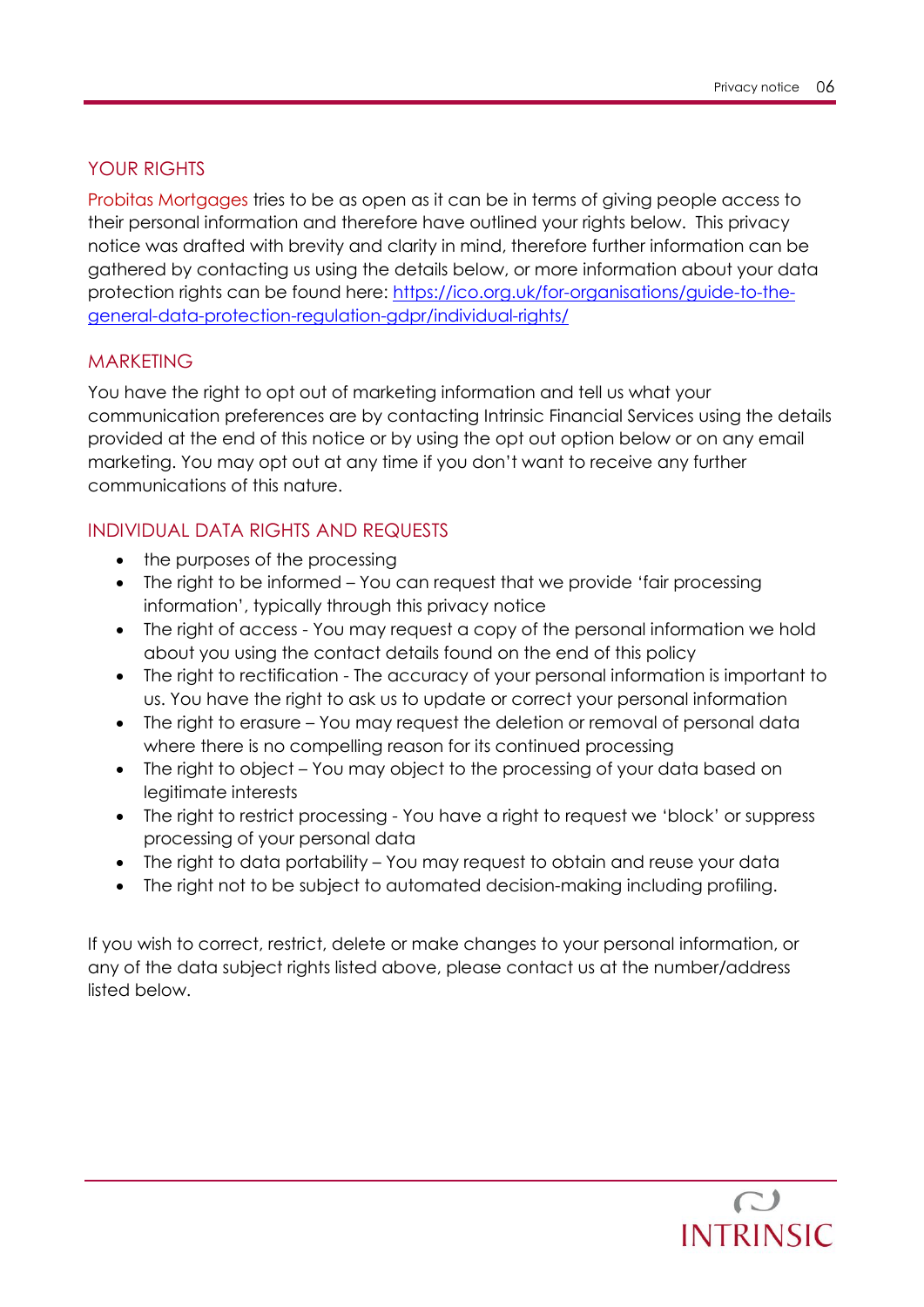## YOUR RIGHTS

Probitas Mortgages tries to be as open as it can be in terms of giving people access to their personal information and therefore have outlined your rights below. This privacy notice was drafted with brevity and clarity in mind, therefore further information can be gathered by contacting us using the details below, or more information about your data protection rights can be found here: [https://ico.org.uk/for-organisations/guide-to-the-general-data-protection-regulation-gdpr/individual-rights/](https://ico.org.uk/for-organisations/guide-to-the-general-data-protection-regulation-gdpr/individual-rights/)

## MARKETING

You have the right to opt out of marketing information and tell us what your communication preferences are by contacting Intrinsic Financial Services using the details provided at the end of this notice or by using the opt out option below or on any email marketing. You may opt out at any time if you don't want to receive any further communications of this nature.

## INDIVIDUAL DATA RIGHTS AND REQUESTS

- the purposes of the processing
- The right to be informed – You can request that we provide 'fair processing information', typically through this privacy notice
- The right of access - You may request a copy of the personal information we hold about you using the contact details found on the end of this policy
- The right to rectification - The accuracy of your personal information is important to us. You have the right to ask us to update or correct your personal information
- The right to erasure – You may request the deletion or removal of personal data where there is no compelling reason for its continued processing
- The right to object – You may object to the processing of your data based on legitimate interests
- The right to restrict processing - You have a right to request we 'block' or suppress processing of your personal data
- The right to data portability – You may request to obtain and reuse your data
- The right not to be subject to automated decision-making including profiling.

If you wish to correct, restrict, delete or make changes to your personal information, or any of the data subject rights listed above, please contact us at the number/address listed below.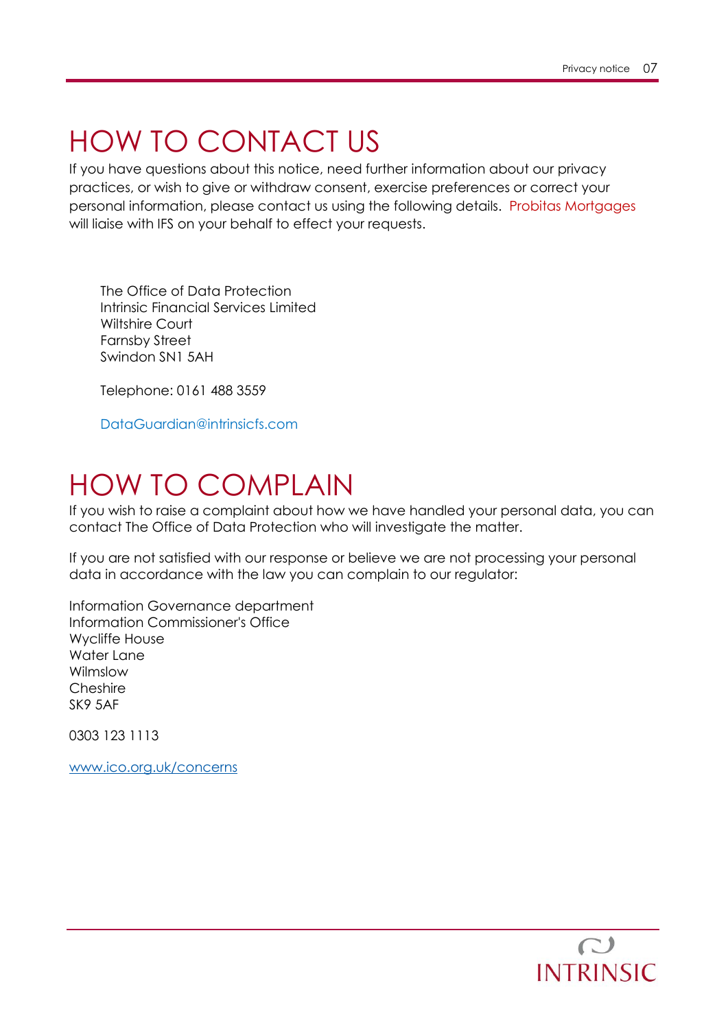# HOW TO CONTACT US

If you have questions about this notice, need further information about our privacy practices, or wish to give or withdraw consent, exercise preferences or correct your personal information, please contact us using the following details. Probitas Mortgages will liaise with IFS on your behalf to effect your requests.

The Office of Data Protection
Intrinsic Financial Services Limited
Wiltshire Court
Farnsby Street
Swindon SN1 5AH

Telephone: 0161 488 3559

DataGuardian@intrinsicfs.com

# HOW TO COMPLAIN

If you wish to raise a complaint about how we have handled your personal data, you can contact The Office of Data Protection who will investigate the matter.

If you are not satisfied with our response or believe we are not processing your personal data in accordance with the law you can complain to our regulator:

Information Governance department
Information Commissioner's Office
Wycliffe House
Water Lane
Wilmslow
Cheshire
SK9 5AF

0303 123 1113

www.ico.org.uk/concerns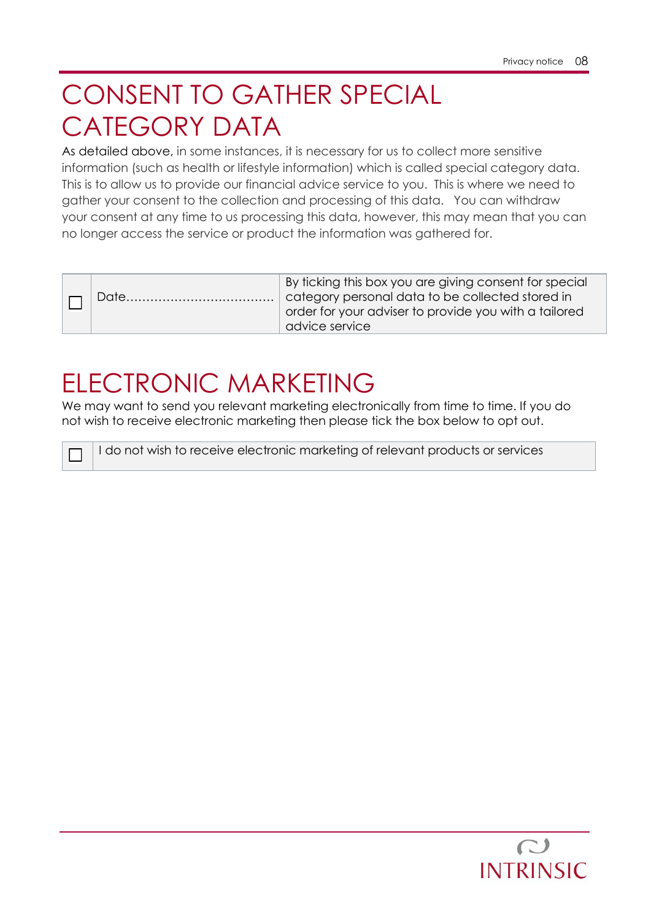# CONSENT TO GATHER SPECIAL CATEGORY DATA

As detailed above, in some instances, it is necessary for us to collect more sensitive information (such as health or lifestyle information) which is called special category data. This is to allow us to provide our financial advice service to you. This is where we need to gather your consent to the collection and processing of this data. You can withdraw your consent at any time to us processing this data, however, this may mean that you can no longer access the service or product the information was gathered for.

| | | |
|---|---|---|
| ☐ | Date.................................... | By ticking this box you are giving consent for special category personal data to be collected stored in order for your adviser to provide you with a tailored advice service |

# ELECTRONIC MARKETING

We may want to send you relevant marketing electronically from time to time. If you do not wish to receive electronic marketing then please tick the box below to opt out.

| | |
|---|---|
| ☐ | I do not wish to receive electronic marketing of relevant products or services |

INTRINSIC